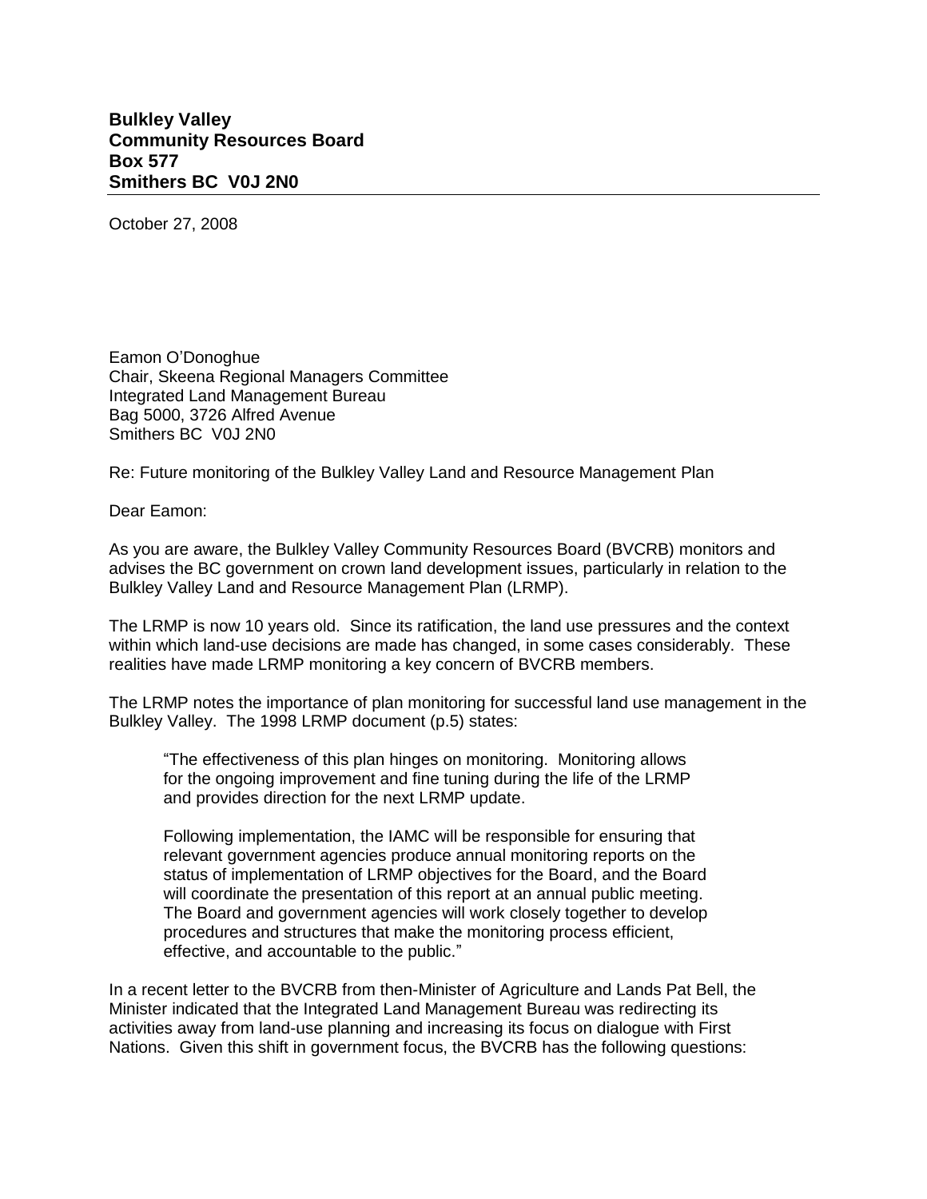**Bulkley Valley**
**Community Resources Board**
**Box 577**
**Smithers BC V0J 2N0**

---

October 27, 2008

Eamon O'Donoghue
Chair, Skeena Regional Managers Committee
Integrated Land Management Bureau
Bag 5000, 3726 Alfred Avenue
Smithers BC V0J 2N0

Re: Future monitoring of the Bulkley Valley Land and Resource Management Plan

Dear Eamon:

As you are aware, the Bulkley Valley Community Resources Board (BVCRB) monitors and advises the BC government on crown land development issues, particularly in relation to the Bulkley Valley Land and Resource Management Plan (LRMP).

The LRMP is now 10 years old. Since its ratification, the land use pressures and the context within which land-use decisions are made has changed, in some cases considerably. These realities have made LRMP monitoring a key concern of BVCRB members.

The LRMP notes the importance of plan monitoring for successful land use management in the Bulkley Valley. The 1998 LRMP document (p.5) states:

> "The effectiveness of this plan hinges on monitoring. Monitoring allows for the ongoing improvement and fine tuning during the life of the LRMP and provides direction for the next LRMP update.
>
> Following implementation, the IAMC will be responsible for ensuring that relevant government agencies produce annual monitoring reports on the status of implementation of LRMP objectives for the Board, and the Board will coordinate the presentation of this report at an annual public meeting. The Board and government agencies will work closely together to develop procedures and structures that make the monitoring process efficient, effective, and accountable to the public."

In a recent letter to the BVCRB from then-Minister of Agriculture and Lands Pat Bell, the Minister indicated that the Integrated Land Management Bureau was redirecting its activities away from land-use planning and increasing its focus on dialogue with First Nations. Given this shift in government focus, the BVCRB has the following questions: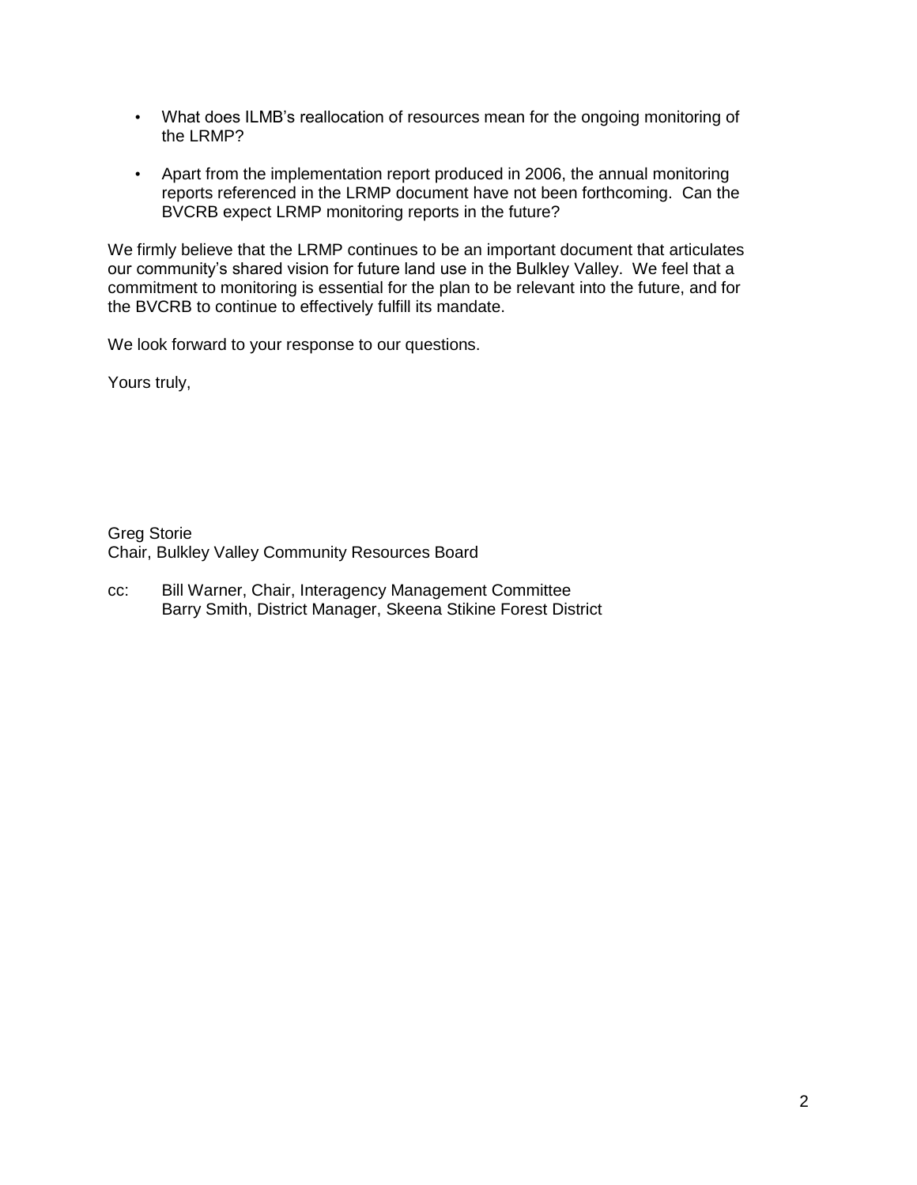- What does ILMB's reallocation of resources mean for the ongoing monitoring of the LRMP?

- Apart from the implementation report produced in 2006, the annual monitoring reports referenced in the LRMP document have not been forthcoming. Can the BVCRB expect LRMP monitoring reports in the future?

We firmly believe that the LRMP continues to be an important document that articulates our community's shared vision for future land use in the Bulkley Valley. We feel that a commitment to monitoring is essential for the plan to be relevant into the future, and for the BVCRB to continue to effectively fulfill its mandate.

We look forward to your response to our questions.

Yours truly,

Greg Storie
Chair, Bulkley Valley Community Resources Board

cc: Bill Warner, Chair, Interagency Management Committee
Barry Smith, District Manager, Skeena Stikine Forest District